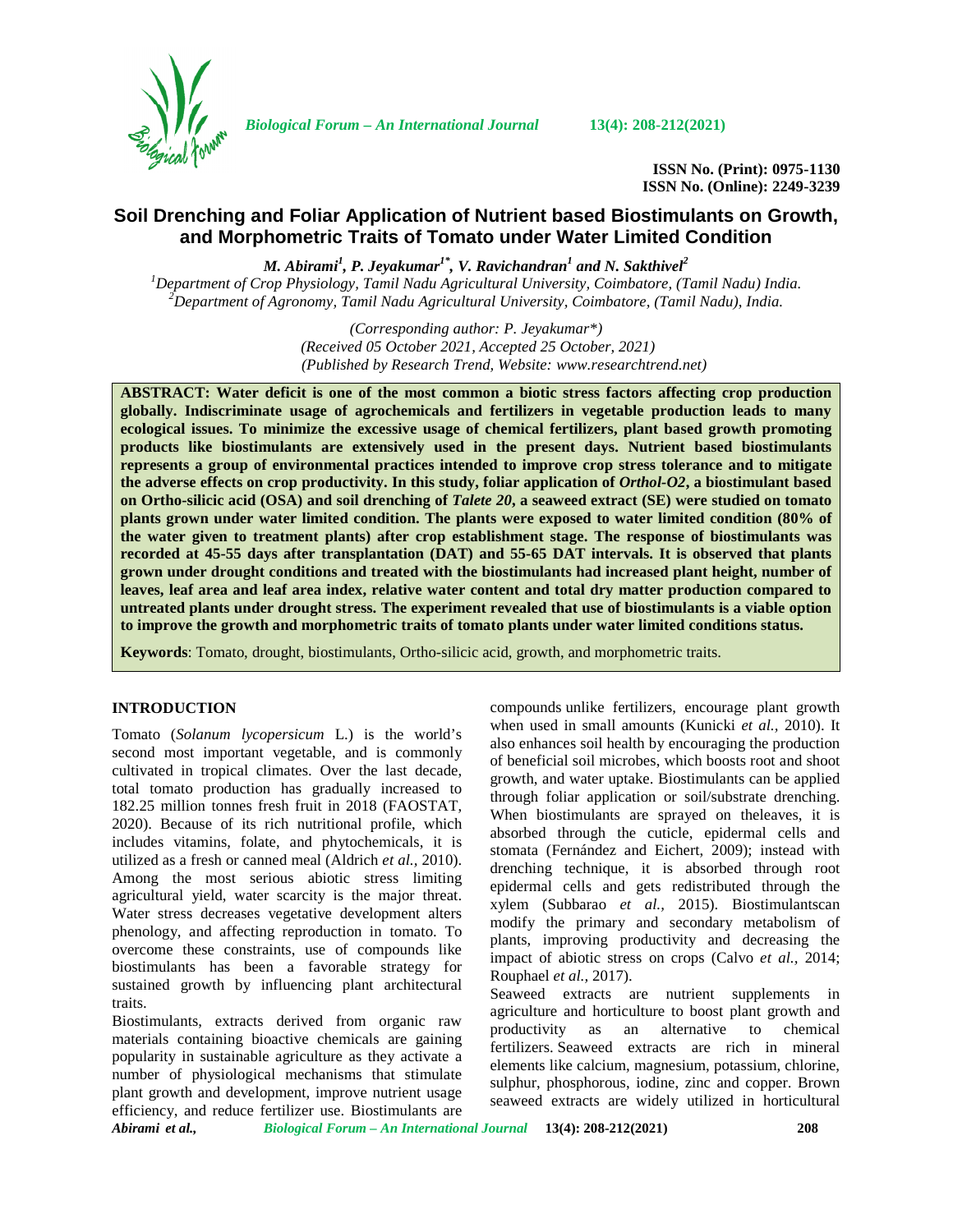**ISSN No. (Print): 0975-1130**
**ISSN No. (Online): 2249-3239**

# Soil Drenching and Foliar Application of Nutrient based Biostimulants on Growth, and Morphometric Traits of Tomato under Water Limited Condition

***M. Abirami[1], P. Jeyakumar[1*], V. Ravichandran[1] and N. Sakthivel[2]***

*[1]Department of Crop Physiology, Tamil Nadu Agricultural University, Coimbatore, (Tamil Nadu) India.*
*[2]Department of Agronomy, Tamil Nadu Agricultural University, Coimbatore, (Tamil Nadu), India.*

*(Corresponding author: P. Jeyakumar\*)*
*(Received 05 October 2021, Accepted 25 October, 2021)*
*(Published by Research Trend, Website: www.researchtrend.net)*

**ABSTRACT: Water deficit is one of the most common a biotic stress factors affecting crop production globally. Indiscriminate usage of agrochemicals and fertilizers in vegetable production leads to many ecological issues. To minimize the excessive usage of chemical fertilizers, plant based growth promoting products like biostimulants are extensively used in the present days. Nutrient based biostimulants represents a group of environmental practices intended to improve crop stress tolerance and to mitigate the adverse effects on crop productivity. In this study, foliar application of *Orthol-O2*, a biostimulant based on Ortho-silicic acid (OSA) and soil drenching of *Talete 20*, a seaweed extract (SE) were studied on tomato plants grown under water limited condition. The plants were exposed to water limited condition (80% of the water given to treatment plants) after crop establishment stage. The response of biostimulants was recorded at 45-55 days after transplantation (DAT) and 55-65 DAT intervals. It is observed that plants grown under drought conditions and treated with the biostimulants had increased plant height, number of leaves, leaf area and leaf area index, relative water content and total dry matter production compared to untreated plants under drought stress. The experiment revealed that use of biostimulants is a viable option to improve the growth and morphometric traits of tomato plants under water limited conditions status.**

**Keywords**: Tomato, drought, biostimulants, Ortho-silicic acid, growth, and morphometric traits.

## INTRODUCTION

Tomato (*Solanum lycopersicum* L.) is the world's second most important vegetable, and is commonly cultivated in tropical climates. Over the last decade, total tomato production has gradually increased to 182.25 million tonnes fresh fruit in 2018 (FAOSTAT, 2020). Because of its rich nutritional profile, which includes vitamins, folate, and phytochemicals, it is utilized as a fresh or canned meal (Aldrich *et al.,* 2010). Among the most serious abiotic stress limiting agricultural yield, water scarcity is the major threat. Water stress decreases vegetative development alters phenology, and affecting reproduction in tomato. To overcome these constraints, use of compounds like biostimulants has been a favorable strategy for sustained growth by influencing plant architectural traits.

Biostimulants, extracts derived from organic raw materials containing bioactive chemicals are gaining popularity in sustainable agriculture as they activate a number of physiological mechanisms that stimulate plant growth and development, improve nutrient usage efficiency, and reduce fertilizer use. Biostimulants are compounds unlike fertilizers, encourage plant growth when used in small amounts (Kunicki *et al.,* 2010). It also enhances soil health by encouraging the production of beneficial soil microbes, which boosts root and shoot growth, and water uptake. Biostimulants can be applied through foliar application or soil/substrate drenching. When biostimulants are sprayed on theleaves, it is absorbed through the cuticle, epidermal cells and stomata (Fernández and Eichert, 2009); instead with drenching technique, it is absorbed through root epidermal cells and gets redistributed through the xylem (Subbarao *et al.,* 2015). Biostimulantscan modify the primary and secondary metabolism of plants, improving productivity and decreasing the impact of abiotic stress on crops (Calvo *et al.,* 2014; Rouphael *et al.,* 2017).

Seaweed extracts are nutrient supplements in agriculture and horticulture to boost plant growth and productivity as an alternative to chemical fertilizers. Seaweed extracts are rich in mineral elements like calcium, magnesium, potassium, chlorine, sulphur, phosphorous, iodine, zinc and copper. Brown seaweed extracts are widely utilized in horticultural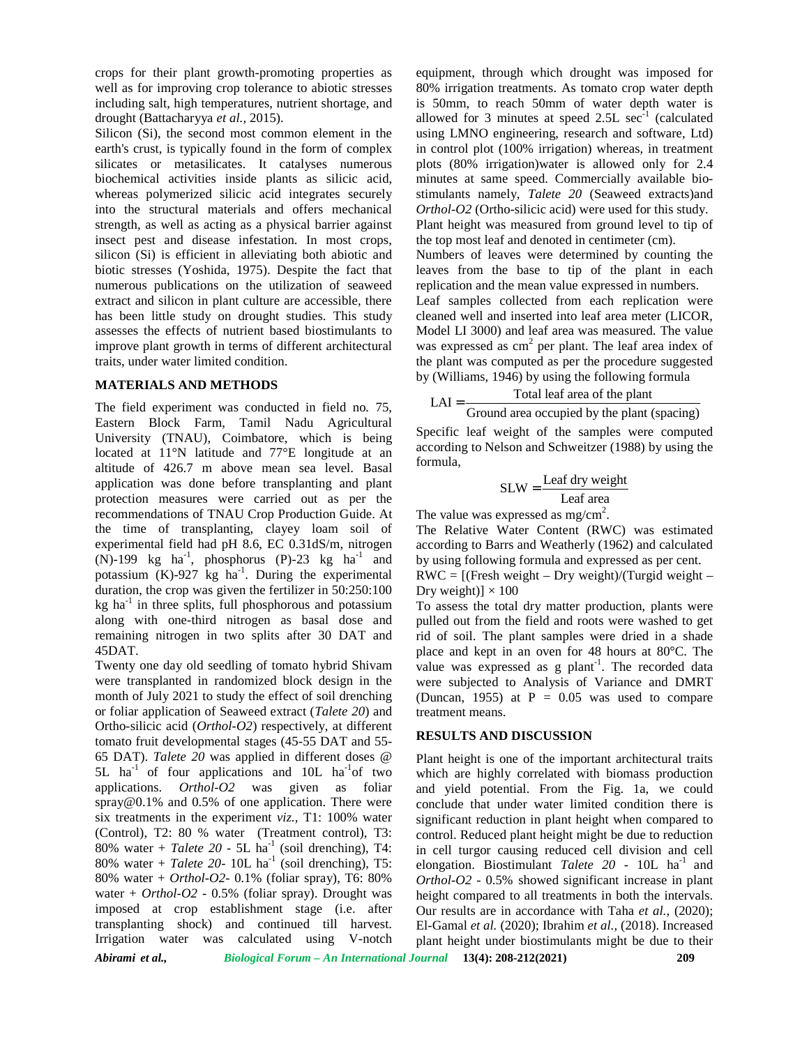crops for their plant growth-promoting properties as well as for improving crop tolerance to abiotic stresses including salt, high temperatures, nutrient shortage, and drought (Battacharyya *et al.,* 2015).

Silicon (Si), the second most common element in the earth's crust, is typically found in the form of complex silicates or metasilicates. It catalyses numerous biochemical activities inside plants as silicic acid, whereas polymerized silicic acid integrates securely into the structural materials and offers mechanical strength, as well as acting as a physical barrier against insect pest and disease infestation. In most crops, silicon (Si) is efficient in alleviating both abiotic and biotic stresses (Yoshida, 1975). Despite the fact that numerous publications on the utilization of seaweed extract and silicon in plant culture are accessible, there has been little study on drought studies. This study assesses the effects of nutrient based biostimulants to improve plant growth in terms of different architectural traits, under water limited condition.

## MATERIALS AND METHODS

The field experiment was conducted in field no. 75, Eastern Block Farm, Tamil Nadu Agricultural University (TNAU), Coimbatore, which is being located at 11°N latitude and 77°E longitude at an altitude of 426.7 m above mean sea level. Basal application was done before transplanting and plant protection measures were carried out as per the recommendations of TNAU Crop Production Guide. At the time of transplanting, clayey loam soil of experimental field had pH 8.6, EC 0.31dS/m, nitrogen (N)-199 kg ha$^{-1}$, phosphorus (P)-23 kg ha$^{-1}$ and potassium (K)-927 kg ha$^{-1}$. During the experimental duration, the crop was given the fertilizer in 50:250:100 kg ha$^{-1}$ in three splits, full phosphorous and potassium along with one-third nitrogen as basal dose and remaining nitrogen in two splits after 30 DAT and 45DAT.

Twenty one day old seedling of tomato hybrid Shivam were transplanted in randomized block design in the month of July 2021 to study the effect of soil drenching or foliar application of Seaweed extract (*Talete 20*) and Ortho-silicic acid (*Orthol-O2*) respectively, at different tomato fruit developmental stages (45-55 DAT and 55-65 DAT). *Talete 20* was applied in different doses @ 5L ha$^{-1}$ of four applications and 10L ha$^{-1}$of two applications. *Orthol-O2* was given as foliar spray@0.1% and 0.5% of one application. There were six treatments in the experiment *viz.,* T1: 100% water (Control), T2: 80 % water (Treatment control), T3: 80% water + *Talete 20* - 5L ha$^{-1}$ (soil drenching), T4: 80% water + *Talete 20*- 10L ha$^{-1}$ (soil drenching), T5: 80% water + *Orthol-O2*- 0.1% (foliar spray), T6: 80% water + *Orthol-O2* - 0.5% (foliar spray). Drought was imposed at crop establishment stage (i.e. after transplanting shock) and continued till harvest. Irrigation water was calculated using V-notch equipment, through which drought was imposed for 80% irrigation treatments. As tomato crop water depth is 50mm, to reach 50mm of water depth water is allowed for 3 minutes at speed 2.5L sec$^{-1}$ (calculated using LMNO engineering, research and software, Ltd) in control plot (100% irrigation) whereas, in treatment plots (80% irrigation)water is allowed only for 2.4 minutes at same speed. Commercially available bio-stimulants namely, *Talete 20* (Seaweed extracts)and *Orthol-O2* (Ortho-silicic acid) were used for this study.

Plant height was measured from ground level to tip of the top most leaf and denoted in centimeter (cm).

Numbers of leaves were determined by counting the leaves from the base to tip of the plant in each replication and the mean value expressed in numbers.

Leaf samples collected from each replication were cleaned well and inserted into leaf area meter (LICOR, Model LI 3000) and leaf area was measured. The value was expressed as cm$^2$ per plant. The leaf area index of the plant was computed as per the procedure suggested by (Williams, 1946) by using the following formula

$$\text{LAI} = \frac{\text{Total leaf area of the plant}}{\text{Ground area occupied by the plant (spacing)}}$$

Specific leaf weight of the samples were computed according to Nelson and Schweitzer (1988) by using the formula,

$$\text{SLW} = \frac{\text{Leaf dry weight}}{\text{Leaf area}}$$

The value was expressed as mg/cm$^2$.

The Relative Water Content (RWC) was estimated according to Barrs and Weatherly (1962) and calculated by using following formula and expressed as per cent.

$$\text{RWC} = [(\text{Fresh weight} - \text{Dry weight})/(\text{Turgid weight} - \text{Dry weight})] \times 100$$

To assess the total dry matter production, plants were pulled out from the field and roots were washed to get rid of soil. The plant samples were dried in a shade place and kept in an oven for 48 hours at 80°C. The value was expressed as g plant$^{-1}$. The recorded data were subjected to Analysis of Variance and DMRT (Duncan, 1955) at $P = 0.05$ was used to compare treatment means.

## RESULTS AND DISCUSSION

Plant height is one of the important architectural traits which are highly correlated with biomass production and yield potential. From the Fig. 1a, we could conclude that under water limited condition there is significant reduction in plant height when compared to control. Reduced plant height might be due to reduction in cell turgor causing reduced cell division and cell elongation. Biostimulant *Talete 20* - 10L ha$^{-1}$ and *Orthol-O2* - 0.5% showed significant increase in plant height compared to all treatments in both the intervals. Our results are in accordance with Taha *et al.,* (2020); El-Gamal *et al.* (2020); Ibrahim *et al.,* (2018). Increased plant height under biostimulants might be due to their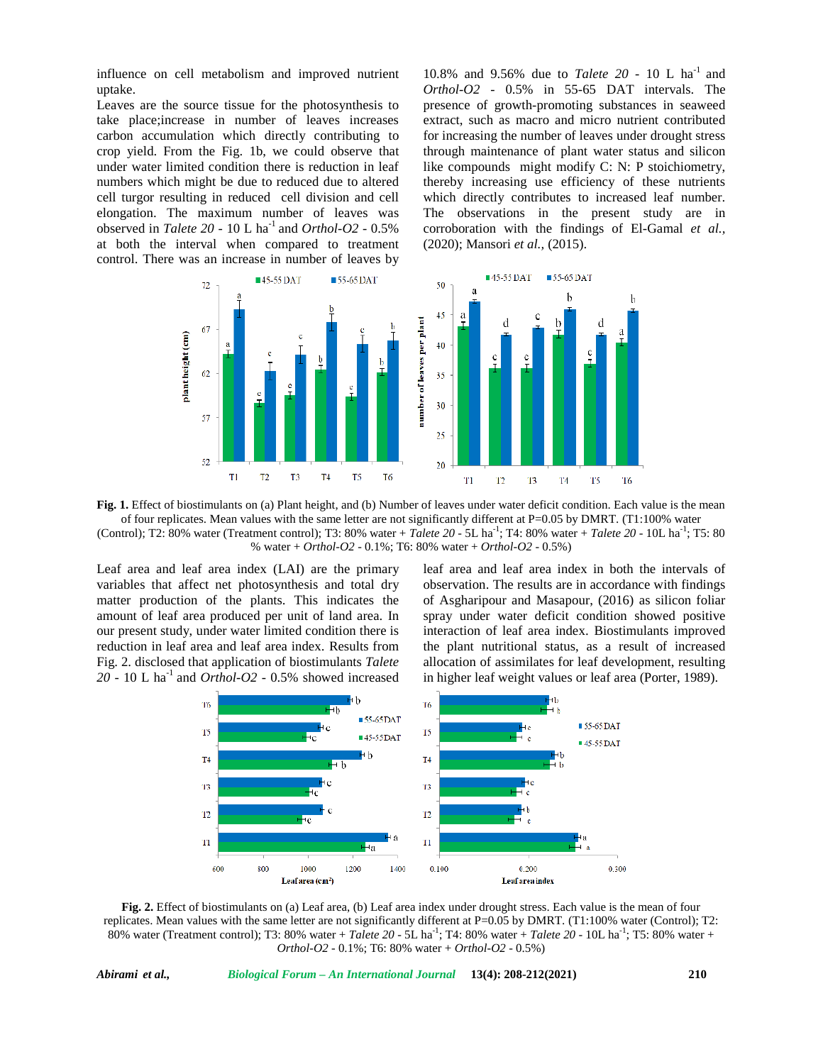influence on cell metabolism and improved nutrient uptake.

Leaves are the source tissue for the photosynthesis to take place;increase in number of leaves increases carbon accumulation which directly contributing to crop yield. From the Fig. 1b, we could observe that under water limited condition there is reduction in leaf numbers which might be due to reduced due to altered cell turgor resulting in reduced cell division and cell elongation. The maximum number of leaves was observed in *Talete 20* - 10 L ha$^{-1}$ and *Orthol-O2* - 0.5% at both the interval when compared to treatment control. There was an increase in number of leaves by 10.8% and 9.56% due to *Talete 20* - 10 L ha$^{-1}$ and *Orthol-O2* - 0.5% in 55-65 DAT intervals. The presence of growth-promoting substances in seaweed extract, such as macro and micro nutrient contributed for increasing the number of leaves under drought stress through maintenance of plant water status and silicon like compounds might modify C: N: P stoichiometry, thereby increasing use efficiency of these nutrients which directly contributes to increased leaf number. The observations in the present study are in corroboration with the findings of El-Gamal *et al.,* (2020); Mansori *et al.,* (2015).

**Fig. 1.** Effect of biostimulants on (a) Plant height, and (b) Number of leaves under water deficit condition. Each value is the mean of four replicates. Mean values with the same letter are not significantly different at P=0.05 by DMRT. (T1:100% water (Control); T2: 80% water (Treatment control); T3: 80% water + *Talete 20* - 5L ha$^{-1}$; T4: 80% water + *Talete 20* - 10L ha$^{-1}$; T5: 80 % water + *Orthol-O2* - 0.1%; T6: 80% water + *Orthol-O2* - 0.5%)

Leaf area and leaf area index (LAI) are the primary variables that affect net photosynthesis and total dry matter production of the plants. This indicates the amount of leaf area produced per unit of land area. In our present study, under water limited condition there is reduction in leaf area and leaf area index. Results from Fig. 2. disclosed that application of biostimulants *Talete 20* - 10 L ha$^{-1}$ and *Orthol-O2* - 0.5% showed increased leaf area and leaf area index in both the intervals of observation. The results are in accordance with findings of Asgharipour and Masapour, (2016) as silicon foliar spray under water deficit condition showed positive interaction of leaf area index. Biostimulants improved the plant nutritional status, as a result of increased allocation of assimilates for leaf development, resulting in higher leaf weight values or leaf area (Porter, 1989).

**Fig. 2.** Effect of biostimulants on (a) Leaf area, (b) Leaf area index under drought stress. Each value is the mean of four replicates. Mean values with the same letter are not significantly different at P=0.05 by DMRT. (T1:100% water (Control); T2: 80% water (Treatment control); T3: 80% water + *Talete 20* - 5L ha$^{-1}$; T4: 80% water + *Talete 20* - 10L ha$^{-1}$; T5: 80% water + *Orthol-O2* - 0.1%; T6: 80% water + *Orthol-O2* - 0.5%)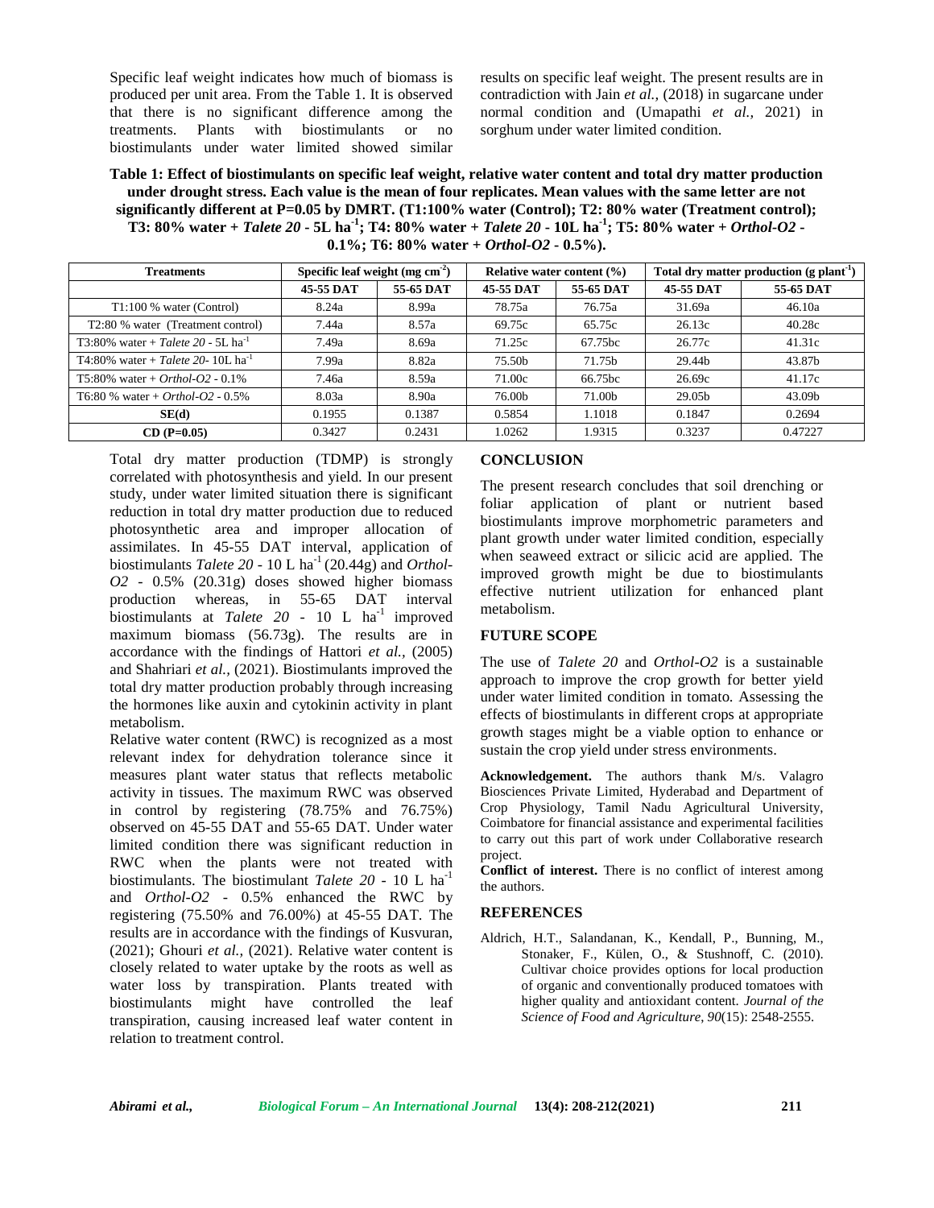Specific leaf weight indicates how much of biomass is produced per unit area. From the Table 1. It is observed that there is no significant difference among the treatments. Plants with biostimulants or no biostimulants under water limited showed similar results on specific leaf weight. The present results are in contradiction with Jain *et al.,* (2018) in sugarcane under normal condition and (Umapathi *et al.,* 2021) in sorghum under water limited condition.

**Table 1: Effect of biostimulants on specific leaf weight, relative water content and total dry matter production under drought stress. Each value is the mean of four replicates. Mean values with the same letter are not significantly different at P=0.05 by DMRT. (T1:100% water (Control); T2: 80% water (Treatment control); T3: 80% water + *Talete 20* - 5L ha$^{-1}$; T4: 80% water + *Talete 20* - 10L ha$^{-1}$; T5: 80% water + *Orthol-O2* - 0.1%; T6: 80% water + *Orthol-O2* - 0.5%).**

| Treatments | Specific leaf weight (mg cm$^{-2}$) | | Relative water content (%) | | Total dry matter production (g plant$^{-1}$) | |
|---|---|---|---|---|---|---|
| | 45-55 DAT | 55-65 DAT | 45-55 DAT | 55-65 DAT | 45-55 DAT | 55-65 DAT |
| T1:100 % water (Control) | 8.24a | 8.99a | 78.75a | 76.75a | 31.69a | 46.10a |
| T2:80 % water (Treatment control) | 7.44a | 8.57a | 69.75c | 65.75c | 26.13c | 40.28c |
| T3:80% water + *Talete 20* - 5L ha$^{-1}$ | 7.49a | 8.69a | 71.25c | 67.75bc | 26.77c | 41.31c |
| T4:80% water + *Talete 20*- 10L ha$^{-1}$ | 7.99a | 8.82a | 75.50b | 71.75b | 29.44b | 43.87b |
| T5:80% water + *Orthol-O2* - 0.1% | 7.46a | 8.59a | 71.00c | 66.75bc | 26.69c | 41.17c |
| T6:80 % water + *Orthol-O2* - 0.5% | 8.03a | 8.90a | 76.00b | 71.00b | 29.05b | 43.09b |
| **SE(d)** | 0.1955 | 0.1387 | 0.5854 | 1.1018 | 0.1847 | 0.2694 |
| **CD (P=0.05)** | 0.3427 | 0.2431 | 1.0262 | 1.9315 | 0.3237 | 0.47227 |

Total dry matter production (TDMP) is strongly correlated with photosynthesis and yield. In our present study, under water limited situation there is significant reduction in total dry matter production due to reduced photosynthetic area and improper allocation of assimilates. In 45-55 DAT interval, application of biostimulants *Talete 20* - 10 L ha$^{-1}$ (20.44g) and *Orthol-O2* - 0.5% (20.31g) doses showed higher biomass production whereas, in 55-65 DAT interval biostimulants at *Talete 20* - 10 L ha$^{-1}$ improved maximum biomass (56.73g). The results are in accordance with the findings of Hattori *et al.,* (2005) and Shahriari *et al.,* (2021). Biostimulants improved the total dry matter production probably through increasing the hormones like auxin and cytokinin activity in plant metabolism.

Relative water content (RWC) is recognized as a most relevant index for dehydration tolerance since it measures plant water status that reflects metabolic activity in tissues. The maximum RWC was observed in control by registering (78.75% and 76.75%) observed on 45-55 DAT and 55-65 DAT. Under water limited condition there was significant reduction in RWC when the plants were not treated with biostimulants. The biostimulant *Talete 20* - 10 L ha$^{-1}$ and *Orthol-O2* - 0.5% enhanced the RWC by registering (75.50% and 76.00%) at 45-55 DAT. The results are in accordance with the findings of Kusvuran, (2021); Ghouri *et al.,* (2021). Relative water content is closely related to water uptake by the roots as well as water loss by transpiration. Plants treated with biostimulants might have controlled the leaf transpiration, causing increased leaf water content in relation to treatment control.

## CONCLUSION

The present research concludes that soil drenching or foliar application of plant or nutrient based biostimulants improve morphometric parameters and plant growth under water limited condition, especially when seaweed extract or silicic acid are applied. The improved growth might be due to biostimulants effective nutrient utilization for enhanced plant metabolism.

## FUTURE SCOPE

The use of *Talete 20* and *Orthol-O2* is a sustainable approach to improve the crop growth for better yield under water limited condition in tomato. Assessing the effects of biostimulants in different crops at appropriate growth stages might be a viable option to enhance or sustain the crop yield under stress environments.

**Acknowledgement.** The authors thank M/s. Valagro Biosciences Private Limited, Hyderabad and Department of Crop Physiology, Tamil Nadu Agricultural University, Coimbatore for financial assistance and experimental facilities to carry out this part of work under Collaborative research project.

**Conflict of interest.** There is no conflict of interest among the authors.

## REFERENCES

Aldrich, H.T., Salandanan, K., Kendall, P., Bunning, M., Stonaker, F., Külen, O., & Stushnoff, C. (2010). Cultivar choice provides options for local production of organic and conventionally produced tomatoes with higher quality and antioxidant content. *Journal of the Science of Food and Agriculture, 90*(15): 2548-2555.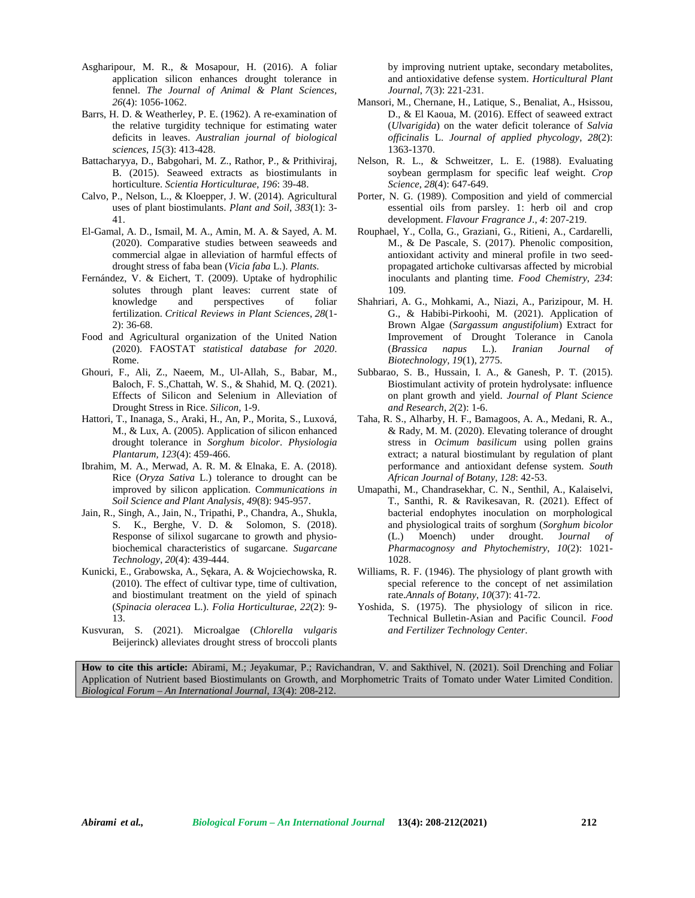Asgharipour, M. R., & Mosapour, H. (2016). A foliar application silicon enhances drought tolerance in fennel. *The Journal of Animal & Plant Sciences*, *26*(4): 1056-1062.

Barrs, H. D. & Weatherley, P. E. (1962). A re-examination of the relative turgidity technique for estimating water deficits in leaves. *Australian journal of biological sciences*, *15*(3): 413-428.

Battacharyya, D., Babgohari, M. Z., Rathor, P., & Prithiviraj, B. (2015). Seaweed extracts as biostimulants in horticulture. *Scientia Horticulturae*, *196*: 39-48.

Calvo, P., Nelson, L., & Kloepper, J. W. (2014). Agricultural uses of plant biostimulants. *Plant and Soil*, *383*(1): 3-41.

El-Gamal, A. D., Ismail, M. A., Amin, M. A. & Sayed, A. M. (2020). Comparative studies between seaweeds and commercial algae in alleviation of harmful effects of drought stress of faba bean (*Vicia faba* L.). *Plants*.

Fernández, V. & Eichert, T. (2009). Uptake of hydrophilic solutes through plant leaves: current state of knowledge and perspectives of foliar fertilization. *Critical Reviews in Plant Sciences*, *28*(1-2): 36-68.

Food and Agricultural organization of the United Nation (2020). FAOSTAT *statistical database for 2020*. Rome.

Ghouri, F., Ali, Z., Naeem, M., Ul-Allah, S., Babar, M., Baloch, F. S.,Chattah, W. S., & Shahid, M. Q. (2021). Effects of Silicon and Selenium in Alleviation of Drought Stress in Rice. *Silicon*, 1-9.

Hattori, T., Inanaga, S., Araki, H., An, P., Morita, S., Luxová, M., & Lux, A. (2005). Application of silicon enhanced drought tolerance in *Sorghum bicolor*. *Physiologia Plantarum, 123*(4): 459-466.

Ibrahim, M. A., Merwad, A. R. M. & Elnaka, E. A. (2018). Rice (*Oryza Sativa* L.) tolerance to drought can be improved by silicon application. C*ommunications in Soil Science and Plant Analysis*, *49*(8): 945-957.

Jain, R., Singh, A., Jain, N., Tripathi, P., Chandra, A., Shukla, S. K., Berghe, V. D. & Solomon, S. (2018). Response of silixol sugarcane to growth and physio-biochemical characteristics of sugarcane. *Sugarcane Technology*, *20*(4): 439-444.

Kunicki, E., Grabowska, A., Sękara, A. & Wojciechowska, R. (2010). The effect of cultivar type, time of cultivation, and biostimulant treatment on the yield of spinach (*Spinacia oleracea* L.). *Folia Horticulturae*, *22*(2): 9-13.

Kusvuran, S. (2021). Microalgae (*Chlorella vulgaris* Beijerinck) alleviates drought stress of broccoli plants by improving nutrient uptake, secondary metabolites, and antioxidative defense system. *Horticultural Plant Journal*, *7*(3): 221-231.

Mansori, M., Chernane, H., Latique, S., Benaliat, A., Hsissou, D., & El Kaoua, M. (2016). Effect of seaweed extract (*Ulvarigida*) on the water deficit tolerance of *Salvia officinalis* L. *Journal of applied phycology*, *28*(2): 1363-1370.

Nelson, R. L., & Schweitzer, L. E. (1988). Evaluating soybean germplasm for specific leaf weight. *Crop Science*, *28*(4): 647-649.

Porter, N. G. (1989). Composition and yield of commercial essential oils from parsley. 1: herb oil and crop development. *Flavour Fragrance J*., *4*: 207-219.

Rouphael, Y., Colla, G., Graziani, G., Ritieni, A., Cardarelli, M., & De Pascale, S. (2017). Phenolic composition, antioxidant activity and mineral profile in two seed-propagated artichoke cultivarsas affected by microbial inoculants and planting time. *Food Chemistry*, *234*: 109.

Shahriari, A. G., Mohkami, A., Niazi, A., Parizipour, M. H. G., & Habibi-Pirkoohi, M. (2021). Application of Brown Algae (*Sargassum angustifolium*) Extract for Improvement of Drought Tolerance in Canola (*Brassica napus* L.). *Iranian Journal of Biotechnology, 19*(1), 2775.

Subbarao, S. B., Hussain, I. A., & Ganesh, P. T. (2015). Biostimulant activity of protein hydrolysate: influence on plant growth and yield. *Journal of Plant Science and Research*, *2*(2): 1-6.

Taha, R. S., Alharby, H. F., Bamagoos, A. A., Medani, R. A., & Rady, M. M. (2020). Elevating tolerance of drought stress in *Ocimum basilicum* using pollen grains extract; a natural biostimulant by regulation of plant performance and antioxidant defense system. *South African Journal of Botany*, *128*: 42-53.

Umapathi, M., Chandrasekhar, C. N., Senthil, A., Kalaiselvi, T., Santhi, R. & Ravikesavan, R. (2021). Effect of bacterial endophytes inoculation on morphological and physiological traits of sorghum (*Sorghum bicolor* (L.) Moench) under drought. *Journal of Pharmacognosy and Phytochemistry*, *10*(2): 1021-1028.

Williams, R. F. (1946). The physiology of plant growth with special reference to the concept of net assimilation rate.*Annals of Botany*, *10*(37): 41-72.

Yoshida, S. (1975). The physiology of silicon in rice. Technical Bulletin-Asian and Pacific Council. *Food and Fertilizer Technology Center*.

**How to cite this article:** Abirami, M.; Jeyakumar, P.; Ravichandran, V. and Sakthivel, N. (2021). Soil Drenching and Foliar Application of Nutrient based Biostimulants on Growth, and Morphometric Traits of Tomato under Water Limited Condition. *Biological Forum – An International Journal*, *13*(4): 208-212.